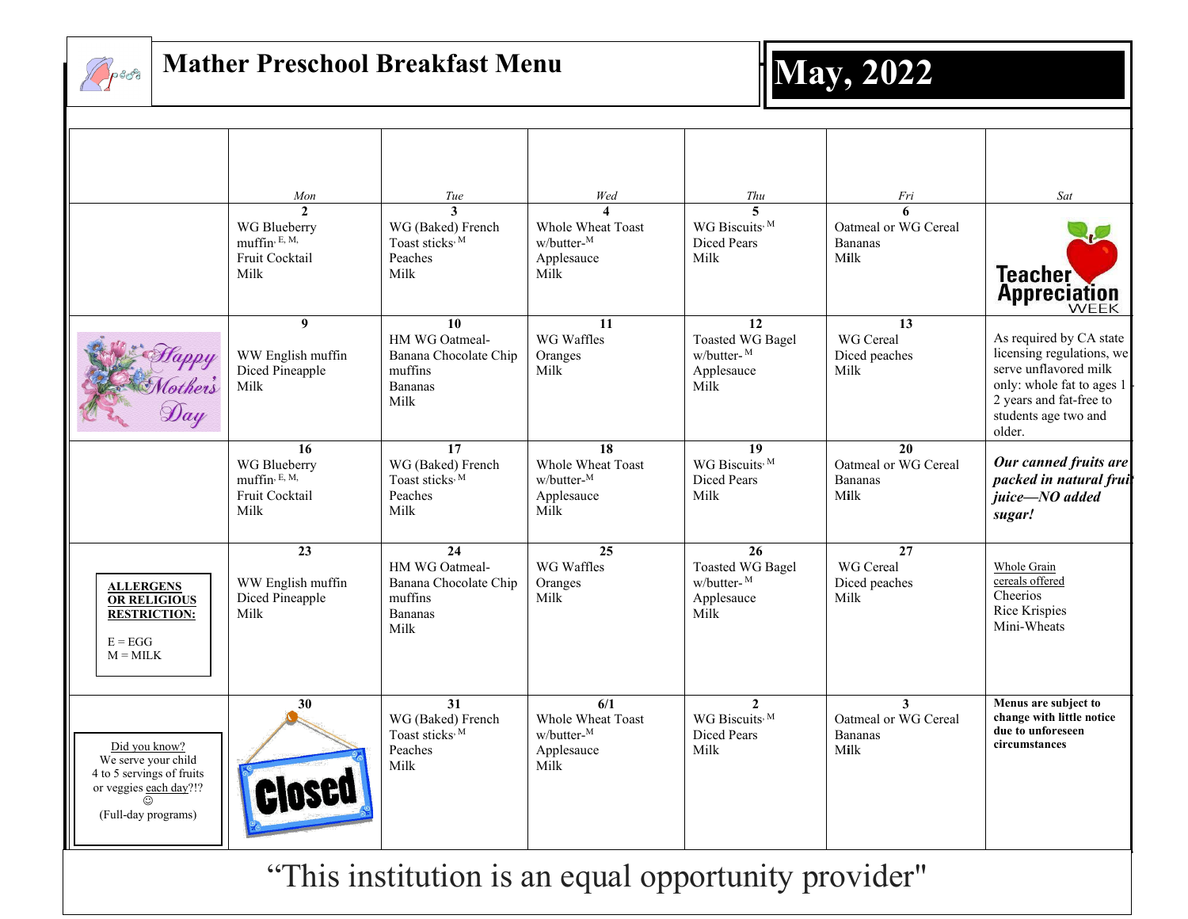# Mather Preschool Breakfast Menu

# May, 2022

| | Mon | Tue | Wed | Thu | Fri | Sat |
|---|---|---|---|---|---|---|
| | **2**<br>WG Blueberry muffin[E, M,]<br>Fruit Cocktail<br>Milk | **3**<br>WG (Baked) French Toast sticks[M]<br>Peaches<br>Milk | **4**<br>Whole Wheat Toast w/butter-[M]<br>Applesauce<br>Milk | **5**<br>WG Biscuits[M]<br>Diced Pears<br>Milk | **6**<br>Oatmeal or WG Cereal<br>Bananas<br>Milk | Teacher Appreciation WEEK |
| Happy Mothers Day | **9**<br>WW English muffin<br>Diced Pineapple<br>Milk | **10**<br>HM WG Oatmeal-Banana Chocolate Chip muffins<br>Bananas<br>Milk | **11**<br>WG Waffles<br>Oranges<br>Milk | **12**<br>Toasted WG Bagel w/butter-[M]<br>Applesauce<br>Milk | **13**<br>WG Cereal<br>Diced peaches<br>Milk | As required by CA state licensing regulations, we serve unflavored milk only: whole fat to ages 1 - 2 years and fat-free to students age two and older. |
| | **16**<br>WG Blueberry muffin[E, M,]<br>Fruit Cocktail<br>Milk | **17**<br>WG (Baked) French Toast sticks[M]<br>Peaches<br>Milk | **18**<br>Whole Wheat Toast w/butter-[M]<br>Applesauce<br>Milk | **19**<br>WG Biscuits[M]<br>Diced Pears<br>Milk | **20**<br>Oatmeal or WG Cereal<br>Bananas<br>Milk | ***Our canned fruits are packed in natural fruit juice—NO added sugar!*** |
| **ALLERGENS OR RELIGIOUS RESTRICTION:**<br>E = EGG<br>M = MILK | **23**<br>WW English muffin<br>Diced Pineapple<br>Milk | **24**<br>HM WG Oatmeal-Banana Chocolate Chip muffins<br>Bananas<br>Milk | **25**<br>WG Waffles<br>Oranges<br>Milk | **26**<br>Toasted WG Bagel w/butter-[M]<br>Applesauce<br>Milk | **27**<br>WG Cereal<br>Diced peaches<br>Milk | Whole Grain cereals offered<br>Cheerios<br>Rice Krispies<br>Mini-Wheats |
| Did you know?<br>We serve your child 4 to 5 servings of fruits or veggies each day?!? ☺<br>(Full-day programs) | **30**<br>Closed | **31**<br>WG (Baked) French Toast sticks[M]<br>Peaches<br>Milk | **6/1**<br>Whole Wheat Toast w/butter-[M]<br>Applesauce<br>Milk | **2**<br>WG Biscuits[M]<br>Diced Pears<br>Milk | **3**<br>Oatmeal or WG Cereal<br>Bananas<br>Milk | **Menus are subject to change with little notice due to unforeseen circumstances** |

"This institution is an equal opportunity provider"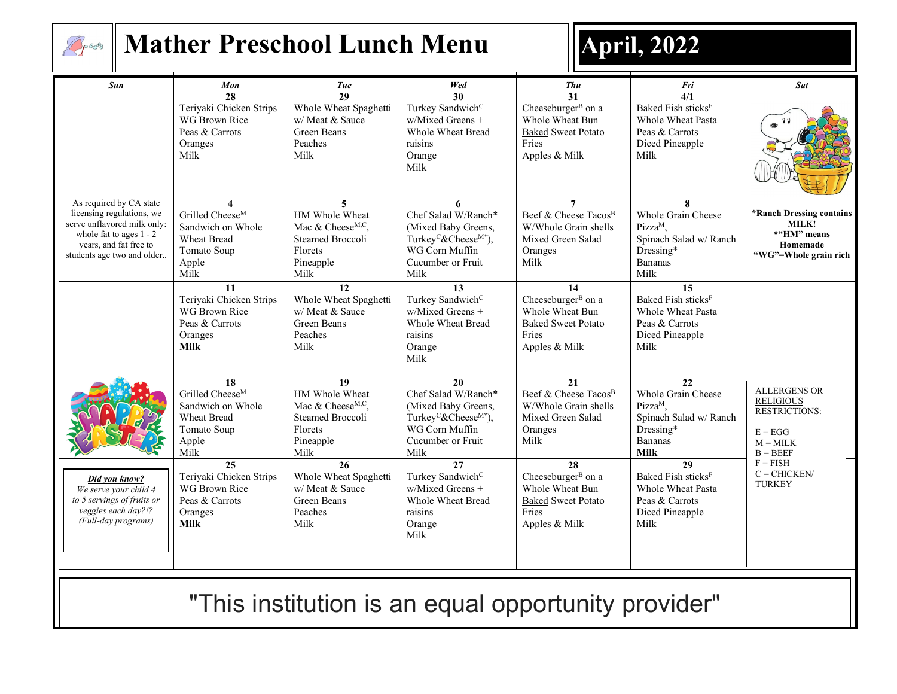# Mather Preschool Lunch Menu

## April, 2022

| Sun | Mon | Tue | Wed | Thu | Fri | Sat |
|---|---|---|---|---|---|---|
| | **28** Teriyaki Chicken Strips WG Brown Rice Peas & Carrots Oranges Milk | **29** Whole Wheat Spaghetti w/ Meat & Sauce Green Beans Peaches Milk | **30** Turkey Sandwich[C] w/Mixed Greens + Whole Wheat Bread raisins Orange Milk | **31** Cheeseburger[B] on a Whole Wheat Bun Baked Sweet Potato Fries Apples & Milk | **4/1** Baked Fish sticks[F] Whole Wheat Pasta Peas & Carrots Diced Pineapple Milk | |
| As required by CA state licensing regulations, we serve unflavored milk only: whole fat to ages 1 - 2 years, and fat free to students age two and older.. | **4** Grilled Cheese[M] Sandwich on Whole Wheat Bread Tomato Soup Apple Milk | **5** HM Whole Wheat Mac & Cheese[M,C], Steamed Broccoli Florets Pineapple Milk | **6** Chef Salad W/Ranch* (Mixed Baby Greens, Turkey[C]&Cheese[M*]), WG Corn Muffin Cucumber or Fruit Milk | **7** Beef & Cheese Tacos[B] W/Whole Grain shells Mixed Green Salad Oranges Milk | **8** Whole Grain Cheese Pizza[M], Spinach Salad w/ Ranch Dressing* Bananas Milk | **\*Ranch Dressing contains MILK!** **\*"HM" means Homemade** **"WG"=Whole grain rich** |
| | **11** Teriyaki Chicken Strips WG Brown Rice Peas & Carrots Oranges **Milk** | **12** Whole Wheat Spaghetti w/ Meat & Sauce Green Beans Peaches Milk | **13** Turkey Sandwich[C] w/Mixed Greens + Whole Wheat Bread raisins Orange Milk | **14** Cheeseburger[B] on a Whole Wheat Bun Baked Sweet Potato Fries Apples & Milk | **15** Baked Fish sticks[F] Whole Wheat Pasta Peas & Carrots Diced Pineapple Milk | |
| | **18** Grilled Cheese[M] Sandwich on Whole Wheat Bread Tomato Soup Apple Milk | **19** HM Whole Wheat Mac & Cheese[M,C], Steamed Broccoli Florets Pineapple Milk | **20** Chef Salad W/Ranch* (Mixed Baby Greens, Turkey[C]&Cheese[M*]), WG Corn Muffin Cucumber or Fruit Milk | **21** Beef & Cheese Tacos[B] W/Whole Grain shells Mixed Green Salad Oranges Milk | **22** Whole Grain Cheese Pizza[M], Spinach Salad w/ Ranch Dressing* Bananas **Milk** | ALLERGENS OR RELIGIOUS RESTRICTIONS: E = EGG M = MILK B = BEEF F = FISH C = CHICKEN/ TURKEY |
| ***Did you know?*** *We serve your child 4 to 5 servings of fruits or veggies each day?!? (Full-day programs)* | **25** Teriyaki Chicken Strips WG Brown Rice Peas & Carrots Oranges **Milk** | **26** Whole Wheat Spaghetti w/ Meat & Sauce Green Beans Peaches Milk | **27** Turkey Sandwich[C] w/Mixed Greens + Whole Wheat Bread raisins Orange Milk | **28** Cheeseburger[B] on a Whole Wheat Bun Baked Sweet Potato Fries Apples & Milk | **29** Baked Fish sticks[F] Whole Wheat Pasta Peas & Carrots Diced Pineapple Milk | |

"This institution is an equal opportunity provider"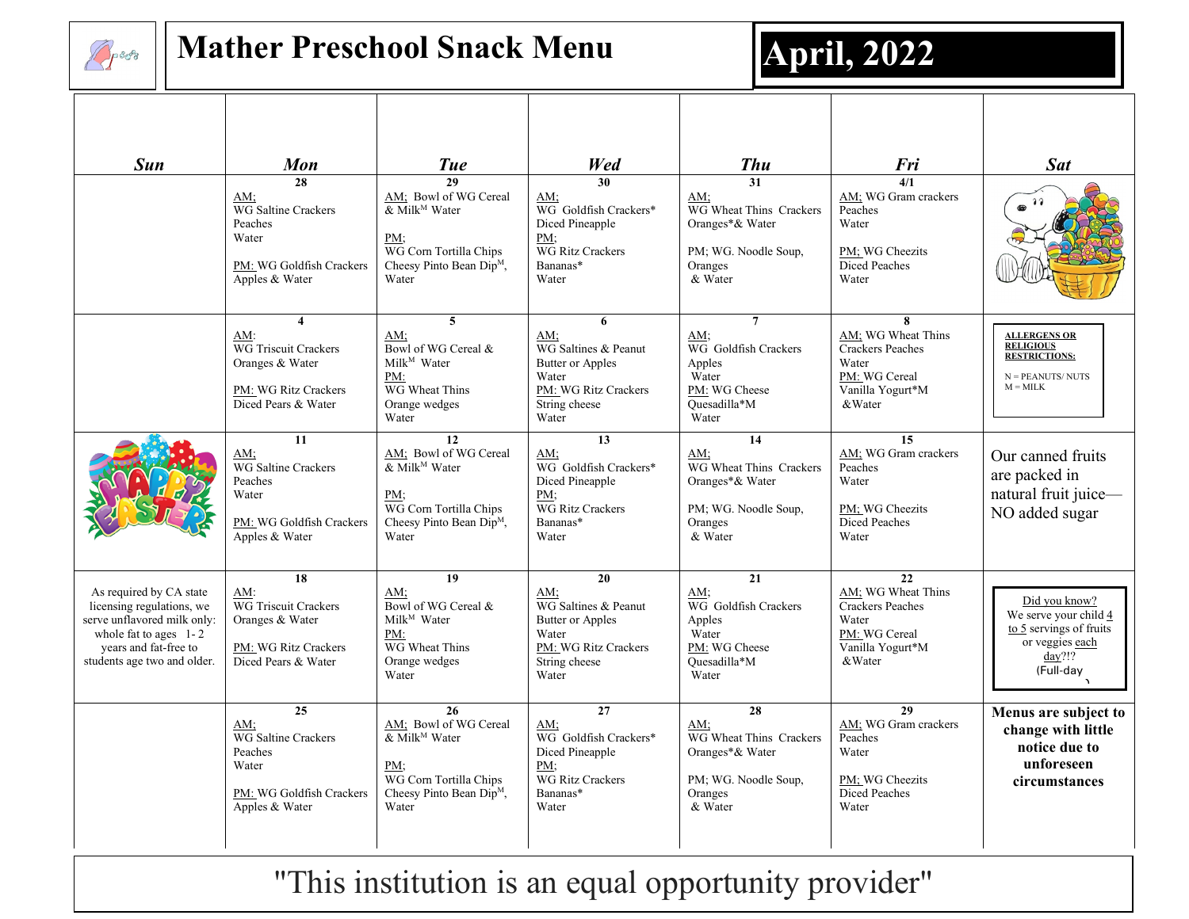# Mather Preschool Snack Menu

# April, 2022

| Sun | Mon | Tue | Wed | Thu | Fri | Sat |
|---|---|---|---|---|---|---|
| | 28<br>AM;<br>WG Saltine Crackers<br>Peaches<br>Water<br><br>PM: WG Goldfish Crackers<br>Apples & Water | 29<br>AM; Bowl of WG Cereal & Milk$^{M}$ Water<br><br>PM;<br>WG Corn Tortilla Chips<br>Cheesy Pinto Bean Dip$^{M}$,<br>Water | 30<br>AM;<br>WG Goldfish Crackers*<br>Diced Pineapple<br>PM;<br>WG Ritz Crackers<br>Bananas*<br>Water | 31<br>AM;<br>WG Wheat Thins Crackers<br>Oranges*& Water<br><br>PM; WG. Noodle Soup,<br>Oranges<br>& Water | 4/1<br>AM; WG Gram crackers<br>Peaches<br>Water<br><br>PM; WG Cheezits<br>Diced Peaches<br>Water | |
| | 4<br>AM:<br>WG Triscuit Crackers<br>Oranges & Water<br><br>PM: WG Ritz Crackers<br>Diced Pears & Water | 5<br>AM;<br>Bowl of WG Cereal & Milk$^{M}$ Water<br>PM:<br>WG Wheat Thins<br>Orange wedges<br>Water | 6<br>AM;<br>WG Saltines & Peanut Butter or Apples<br>Water<br>PM: WG Ritz Crackers<br>String cheese<br>Water | 7<br>AM;<br>WG Goldfish Crackers<br>Apples<br>Water<br>PM: WG Cheese Quesadilla*M<br>Water | 8<br>AM; WG Wheat Thins Crackers Peaches<br>Water<br>PM: WG Cereal<br>Vanilla Yogurt*M<br>&Water | **ALLERGENS OR RELIGIOUS RESTRICTIONS:**<br><br>N = PEANUTS/ NUTS<br>M = MILK |
| | 11<br>AM;<br>WG Saltine Crackers<br>Peaches<br>Water<br><br>PM: WG Goldfish Crackers<br>Apples & Water | 12<br>AM; Bowl of WG Cereal & Milk$^{M}$ Water<br><br>PM;<br>WG Corn Tortilla Chips<br>Cheesy Pinto Bean Dip$^{M}$,<br>Water | 13<br>AM;<br>WG Goldfish Crackers*<br>Diced Pineapple<br>PM;<br>WG Ritz Crackers<br>Bananas*<br>Water | 14<br>AM;<br>WG Wheat Thins Crackers<br>Oranges*& Water<br><br>PM; WG. Noodle Soup,<br>Oranges<br>& Water | 15<br>AM; WG Gram crackers<br>Peaches<br>Water<br><br>PM; WG Cheezits<br>Diced Peaches<br>Water | Our canned fruits are packed in natural fruit juice—NO added sugar |
| As required by CA state licensing regulations, we serve unflavored milk only: whole fat to ages 1- 2 years and fat-free to students age two and older. | 18<br>AM:<br>WG Triscuit Crackers<br>Oranges & Water<br><br>PM: WG Ritz Crackers<br>Diced Pears & Water | 19<br>AM;<br>Bowl of WG Cereal & Milk$^{M}$ Water<br>PM:<br>WG Wheat Thins<br>Orange wedges<br>Water | 20<br>AM;<br>WG Saltines & Peanut Butter or Apples<br>Water<br>PM: WG Ritz Crackers<br>String cheese<br>Water | 21<br>AM;<br>WG Goldfish Crackers<br>Apples<br>Water<br>PM: WG Cheese Quesadilla*M<br>Water | 22<br>AM; WG Wheat Thins Crackers Peaches<br>Water<br>PM: WG Cereal<br>Vanilla Yogurt*M<br>&Water | Did you know?<br>We serve your child 4 to 5 servings of fruits or veggies each day?!?<br>(Full-day |
| | 25<br>AM;<br>WG Saltine Crackers<br>Peaches<br>Water<br><br>PM: WG Goldfish Crackers<br>Apples & Water | 26<br>AM; Bowl of WG Cereal & Milk$^{M}$ Water<br><br>PM;<br>WG Corn Tortilla Chips<br>Cheesy Pinto Bean Dip$^{M}$,<br>Water | 27<br>AM;<br>WG Goldfish Crackers*<br>Diced Pineapple<br>PM;<br>WG Ritz Crackers<br>Bananas*<br>Water | 28<br>AM;<br>WG Wheat Thins Crackers<br>Oranges*& Water<br><br>PM; WG. Noodle Soup,<br>Oranges<br>& Water | 29<br>AM; WG Gram crackers<br>Peaches<br>Water<br><br>PM; WG Cheezits<br>Diced Peaches<br>Water | **Menus are subject to change with little notice due to unforeseen circumstances** |

"This institution is an equal opportunity provider"